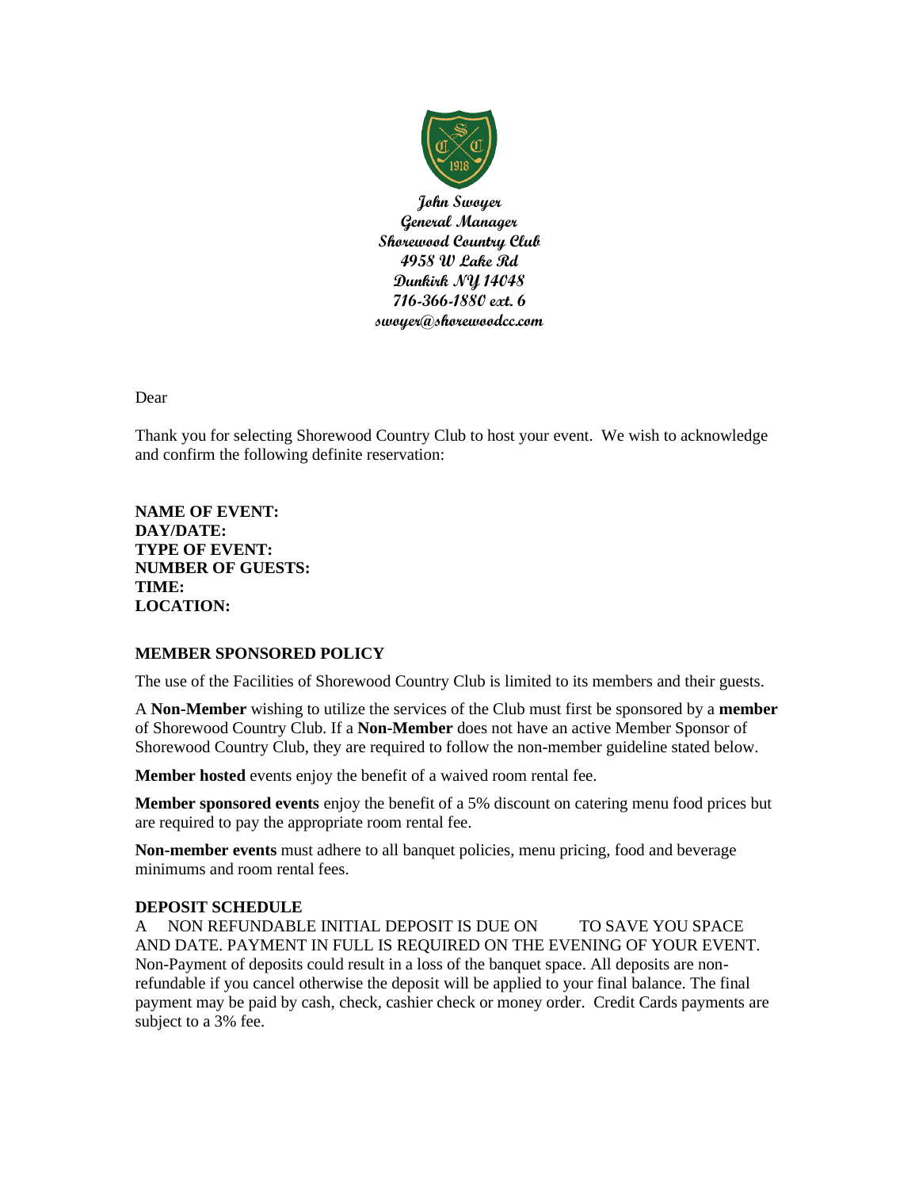**John Swoyer**
**General Manager**
**Shorewood Country Club**
**4958 W Lake Rd**
**Dunkirk NY 14048**
**716-366-1880 ext. 6**
**swoyer@shorewoodcc.com**

Dear

Thank you for selecting Shorewood Country Club to host your event. We wish to acknowledge and confirm the following definite reservation:

**NAME OF EVENT:**
**DAY/DATE:**
**TYPE OF EVENT:**
**NUMBER OF GUESTS:**
**TIME:**
**LOCATION:**

### MEMBER SPONSORED POLICY

The use of the Facilities of Shorewood Country Club is limited to its members and their guests.

A **Non-Member** wishing to utilize the services of the Club must first be sponsored by a **member** of Shorewood Country Club. If a **Non-Member** does not have an active Member Sponsor of Shorewood Country Club, they are required to follow the non-member guideline stated below.

**Member hosted** events enjoy the benefit of a waived room rental fee.

**Member sponsored events** enjoy the benefit of a 5% discount on catering menu food prices but are required to pay the appropriate room rental fee.

**Non-member events** must adhere to all banquet policies, menu pricing, food and beverage minimums and room rental fees.

### DEPOSIT SCHEDULE

A NON REFUNDABLE INITIAL DEPOSIT IS DUE ON TO SAVE YOU SPACE AND DATE. PAYMENT IN FULL IS REQUIRED ON THE EVENING OF YOUR EVENT. Non-Payment of deposits could result in a loss of the banquet space. All deposits are non-refundable if you cancel otherwise the deposit will be applied to your final balance. The final payment may be paid by cash, check, cashier check or money order. Credit Cards payments are subject to a 3% fee.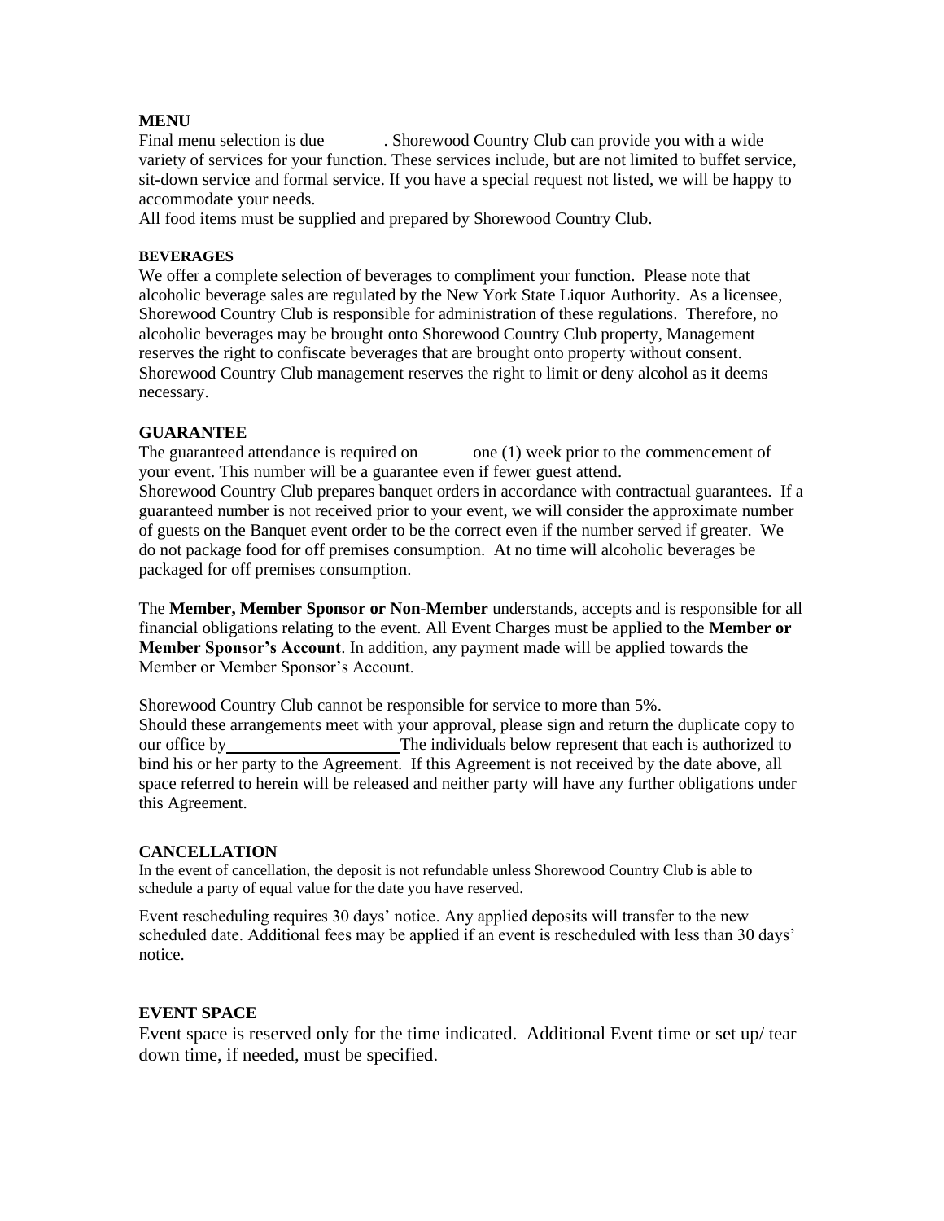## MENU

Final menu selection is due . Shorewood Country Club can provide you with a wide variety of services for your function. These services include, but are not limited to buffet service, sit-down service and formal service. If you have a special request not listed, we will be happy to accommodate your needs.

All food items must be supplied and prepared by Shorewood Country Club.

## BEVERAGES

We offer a complete selection of beverages to compliment your function. Please note that alcoholic beverage sales are regulated by the New York State Liquor Authority. As a licensee, Shorewood Country Club is responsible for administration of these regulations. Therefore, no alcoholic beverages may be brought onto Shorewood Country Club property, Management reserves the right to confiscate beverages that are brought onto property without consent. Shorewood Country Club management reserves the right to limit or deny alcohol as it deems necessary.

## GUARANTEE

The guaranteed attendance is required on one (1) week prior to the commencement of your event. This number will be a guarantee even if fewer guest attend.

Shorewood Country Club prepares banquet orders in accordance with contractual guarantees. If a guaranteed number is not received prior to your event, we will consider the approximate number of guests on the Banquet event order to be the correct even if the number served if greater. We do not package food for off premises consumption. At no time will alcoholic beverages be packaged for off premises consumption.

The **Member, Member Sponsor or Non-Member** understands, accepts and is responsible for all financial obligations relating to the event. All Event Charges must be applied to the **Member or Member Sponsor's Account**. In addition, any payment made will be applied towards the Member or Member Sponsor's Account.

Shorewood Country Club cannot be responsible for service to more than 5%.

Should these arrangements meet with your approval, please sign and return the duplicate copy to our office by____________________ The individuals below represent that each is authorized to bind his or her party to the Agreement. If this Agreement is not received by the date above, all space referred to herein will be released and neither party will have any further obligations under this Agreement.

## CANCELLATION

In the event of cancellation, the deposit is not refundable unless Shorewood Country Club is able to schedule a party of equal value for the date you have reserved.

Event rescheduling requires 30 days' notice. Any applied deposits will transfer to the new scheduled date. Additional fees may be applied if an event is rescheduled with less than 30 days' notice.

## EVENT SPACE

Event space is reserved only for the time indicated. Additional Event time or set up/ tear down time, if needed, must be specified.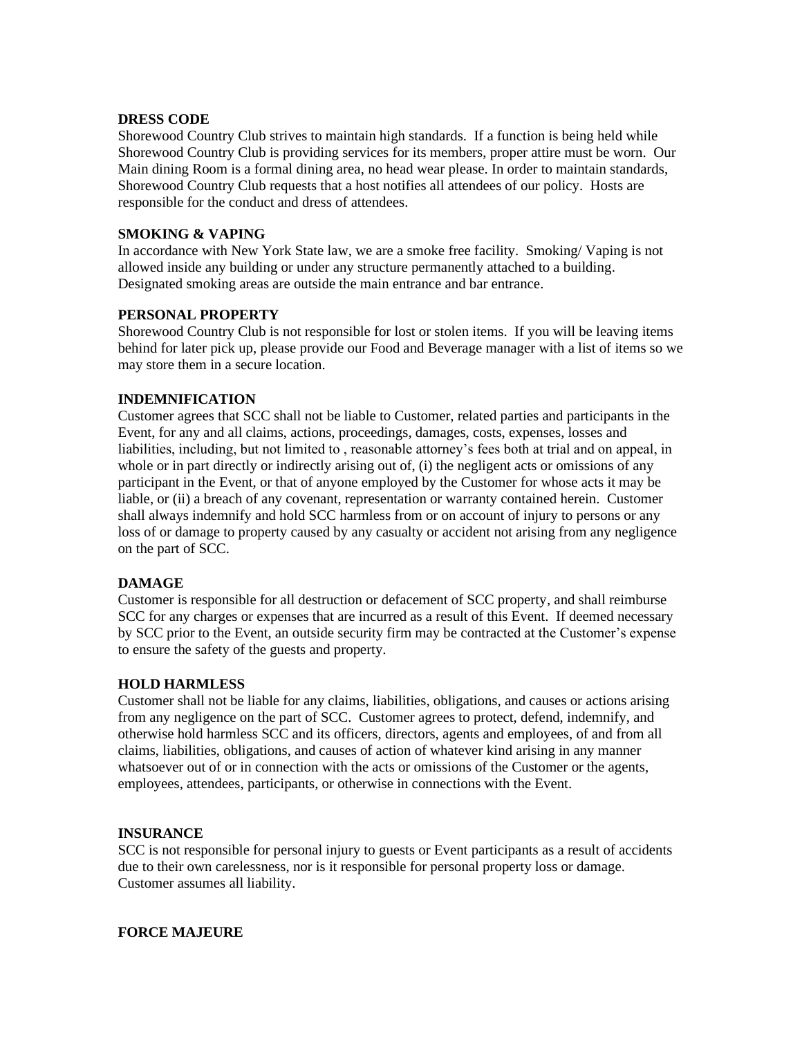**DRESS CODE**

Shorewood Country Club strives to maintain high standards. If a function is being held while Shorewood Country Club is providing services for its members, proper attire must be worn. Our Main dining Room is a formal dining area, no head wear please. In order to maintain standards, Shorewood Country Club requests that a host notifies all attendees of our policy. Hosts are responsible for the conduct and dress of attendees.

**SMOKING & VAPING**

In accordance with New York State law, we are a smoke free facility. Smoking/ Vaping is not allowed inside any building or under any structure permanently attached to a building. Designated smoking areas are outside the main entrance and bar entrance.

**PERSONAL PROPERTY**

Shorewood Country Club is not responsible for lost or stolen items. If you will be leaving items behind for later pick up, please provide our Food and Beverage manager with a list of items so we may store them in a secure location.

**INDEMNIFICATION**

Customer agrees that SCC shall not be liable to Customer, related parties and participants in the Event, for any and all claims, actions, proceedings, damages, costs, expenses, losses and liabilities, including, but not limited to , reasonable attorney's fees both at trial and on appeal, in whole or in part directly or indirectly arising out of, (i) the negligent acts or omissions of any participant in the Event, or that of anyone employed by the Customer for whose acts it may be liable, or (ii) a breach of any covenant, representation or warranty contained herein. Customer shall always indemnify and hold SCC harmless from or on account of injury to persons or any loss of or damage to property caused by any casualty or accident not arising from any negligence on the part of SCC.

**DAMAGE**

Customer is responsible for all destruction or defacement of SCC property, and shall reimburse SCC for any charges or expenses that are incurred as a result of this Event. If deemed necessary by SCC prior to the Event, an outside security firm may be contracted at the Customer's expense to ensure the safety of the guests and property.

**HOLD HARMLESS**

Customer shall not be liable for any claims, liabilities, obligations, and causes or actions arising from any negligence on the part of SCC. Customer agrees to protect, defend, indemnify, and otherwise hold harmless SCC and its officers, directors, agents and employees, of and from all claims, liabilities, obligations, and causes of action of whatever kind arising in any manner whatsoever out of or in connection with the acts or omissions of the Customer or the agents, employees, attendees, participants, or otherwise in connections with the Event.

**INSURANCE**

SCC is not responsible for personal injury to guests or Event participants as a result of accidents due to their own carelessness, nor is it responsible for personal property loss or damage. Customer assumes all liability.

**FORCE MAJEURE**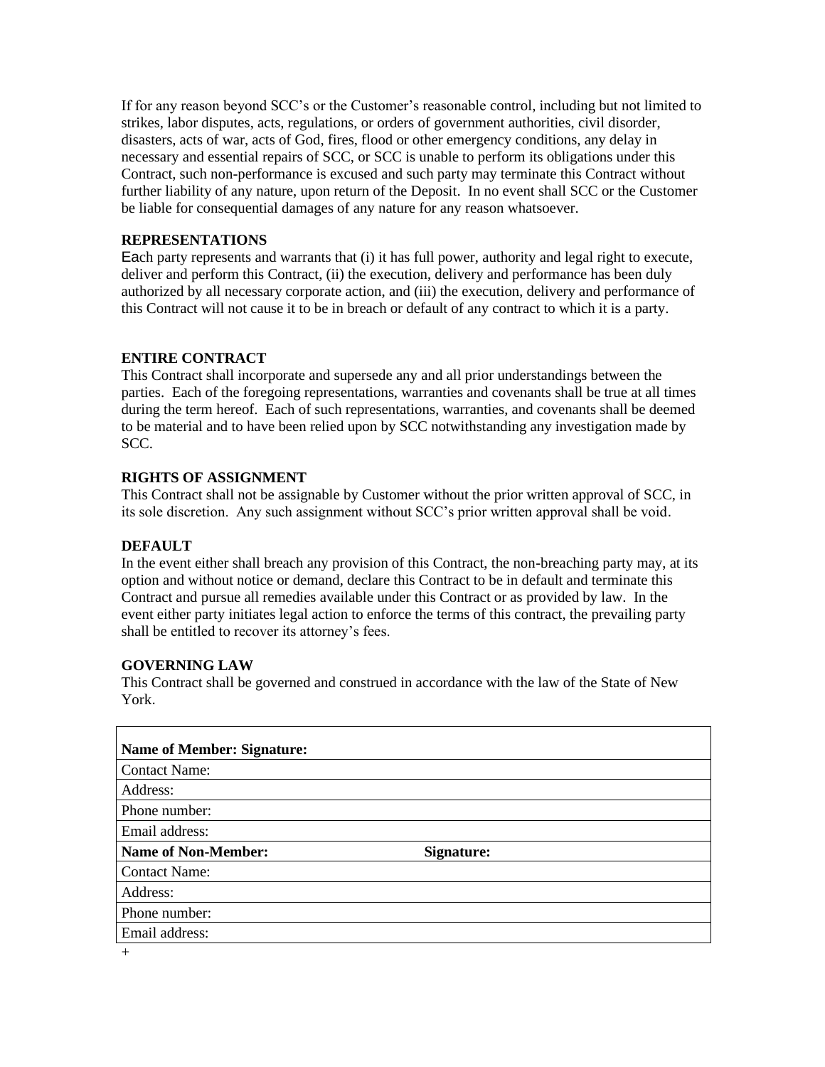If for any reason beyond SCC's or the Customer's reasonable control, including but not limited to strikes, labor disputes, acts, regulations, or orders of government authorities, civil disorder, disasters, acts of war, acts of God, fires, flood or other emergency conditions, any delay in necessary and essential repairs of SCC, or SCC is unable to perform its obligations under this Contract, such non-performance is excused and such party may terminate this Contract without further liability of any nature, upon return of the Deposit. In no event shall SCC or the Customer be liable for consequential damages of any nature for any reason whatsoever.

**REPRESENTATIONS**

Each party represents and warrants that (i) it has full power, authority and legal right to execute, deliver and perform this Contract, (ii) the execution, delivery and performance has been duly authorized by all necessary corporate action, and (iii) the execution, delivery and performance of this Contract will not cause it to be in breach or default of any contract to which it is a party.

**ENTIRE CONTRACT**

This Contract shall incorporate and supersede any and all prior understandings between the parties. Each of the foregoing representations, warranties and covenants shall be true at all times during the term hereof. Each of such representations, warranties, and covenants shall be deemed to be material and to have been relied upon by SCC notwithstanding any investigation made by SCC.

**RIGHTS OF ASSIGNMENT**

This Contract shall not be assignable by Customer without the prior written approval of SCC, in its sole discretion. Any such assignment without SCC's prior written approval shall be void.

**DEFAULT**

In the event either shall breach any provision of this Contract, the non-breaching party may, at its option and without notice or demand, declare this Contract to be in default and terminate this Contract and pursue all remedies available under this Contract or as provided by law. In the event either party initiates legal action to enforce the terms of this contract, the prevailing party shall be entitled to recover its attorney's fees.

**GOVERNING LAW**

This Contract shall be governed and construed in accordance with the law of the State of New York.

| | |
|---|---|
| **Name of Member: Signature:** | |
| Contact Name: | |
| Address: | |
| Phone number: | |
| Email address: | |
| **Name of Non-Member:** | **Signature:** |
| Contact Name: | |
| Address: | |
| Phone number: | |
| Email address: | |

+